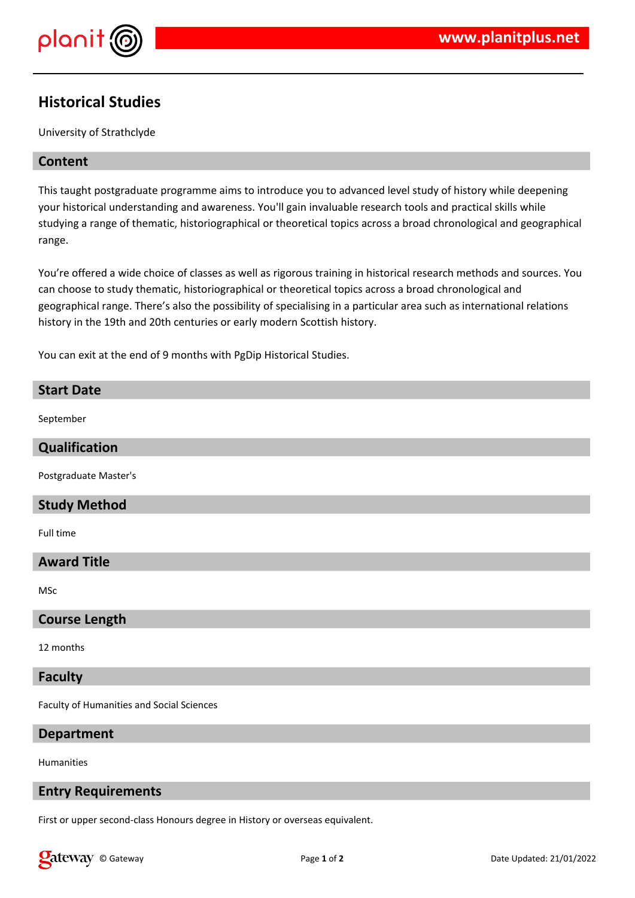# Historical Studies

University of Strathclyde

## Content

This taught postgraduate programme aims to introduce you to advanced level study of history while deepening your historical understanding and awareness. You'll gain invaluable research tools and practical skills while studying a range of thematic, historiographical or theoretical topics across a broad chronological and geographical range.

You're offered a wide choice of classes as well as rigorous training in historical research methods and sources. You can choose to study thematic, historiographical or theoretical topics across a broad chronological and geographical range. There's also the possibility of specialising in a particular area such as international relations history in the 19th and 20th centuries or early modern Scottish history.

You can exit at the end of 9 months with PgDip Historical Studies.

## Start Date

September

## Qualification

Postgraduate Master's

## Study Method

Full time

## Award Title

MSc

## Course Length

12 months

## Faculty

Faculty of Humanities and Social Sciences

## Department

Humanities

## Entry Requirements

First or upper second-class Honours degree in History or overseas equivalent.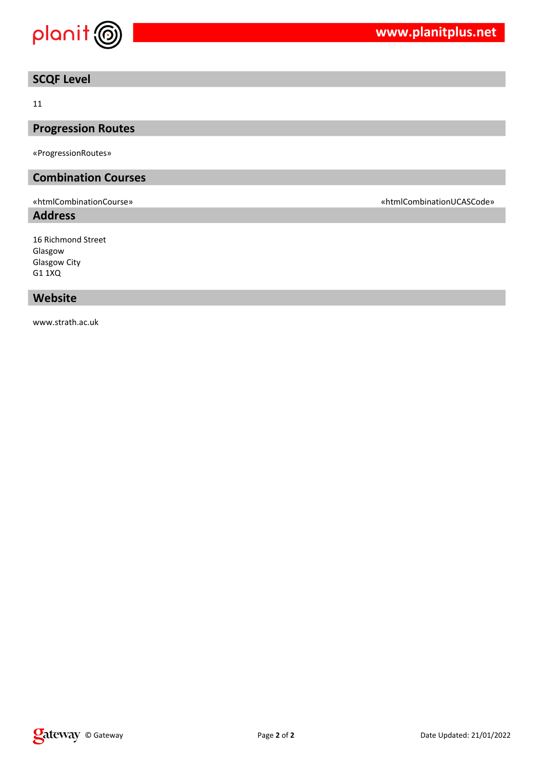## SCQF Level

11

## Progression Routes

«ProgressionRoutes»

## Combination Courses

«htmlCombinationCourse» «htmlCombinationUCASCode»

## Address

16 Richmond Street
Glasgow
Glasgow City
G1 1XQ

## Website

www.strath.ac.uk